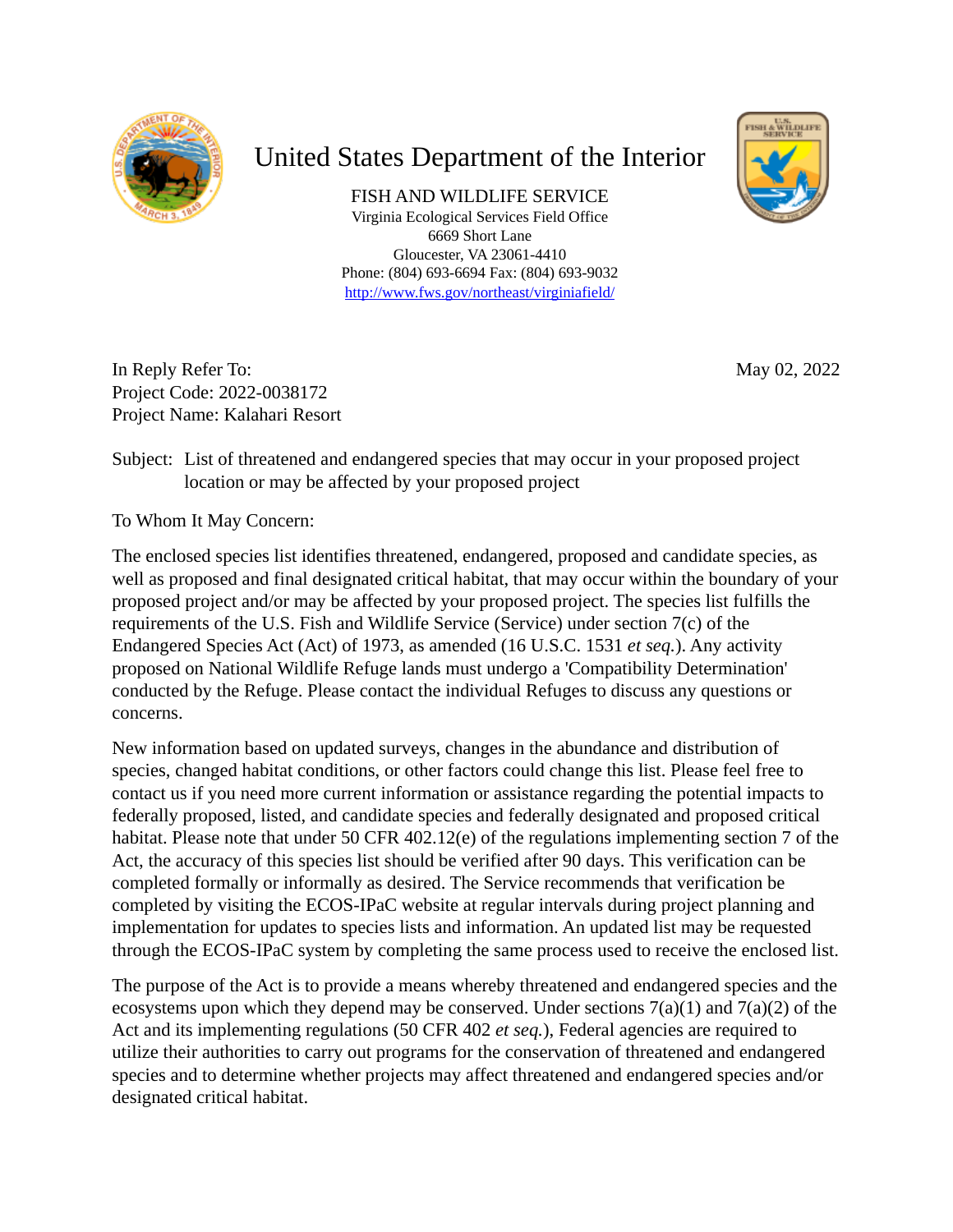# United States Department of the Interior

FISH AND WILDLIFE SERVICE
Virginia Ecological Services Field Office
6669 Short Lane
Gloucester, VA 23061-4410
Phone: (804) 693-6694 Fax: (804) 693-9032
http://www.fws.gov/northeast/virginiafield/

In Reply Refer To: May 02, 2022
Project Code: 2022-0038172
Project Name: Kalahari Resort

Subject: List of threatened and endangered species that may occur in your proposed project location or may be affected by your proposed project

To Whom It May Concern:

The enclosed species list identifies threatened, endangered, proposed and candidate species, as well as proposed and final designated critical habitat, that may occur within the boundary of your proposed project and/or may be affected by your proposed project. The species list fulfills the requirements of the U.S. Fish and Wildlife Service (Service) under section 7(c) of the Endangered Species Act (Act) of 1973, as amended (16 U.S.C. 1531 *et seq.*). Any activity proposed on National Wildlife Refuge lands must undergo a 'Compatibility Determination' conducted by the Refuge. Please contact the individual Refuges to discuss any questions or concerns.

New information based on updated surveys, changes in the abundance and distribution of species, changed habitat conditions, or other factors could change this list. Please feel free to contact us if you need more current information or assistance regarding the potential impacts to federally proposed, listed, and candidate species and federally designated and proposed critical habitat. Please note that under 50 CFR 402.12(e) of the regulations implementing section 7 of the Act, the accuracy of this species list should be verified after 90 days. This verification can be completed formally or informally as desired. The Service recommends that verification be completed by visiting the ECOS-IPaC website at regular intervals during project planning and implementation for updates to species lists and information. An updated list may be requested through the ECOS-IPaC system by completing the same process used to receive the enclosed list.

The purpose of the Act is to provide a means whereby threatened and endangered species and the ecosystems upon which they depend may be conserved. Under sections 7(a)(1) and 7(a)(2) of the Act and its implementing regulations (50 CFR 402 *et seq.*), Federal agencies are required to utilize their authorities to carry out programs for the conservation of threatened and endangered species and to determine whether projects may affect threatened and endangered species and/or designated critical habitat.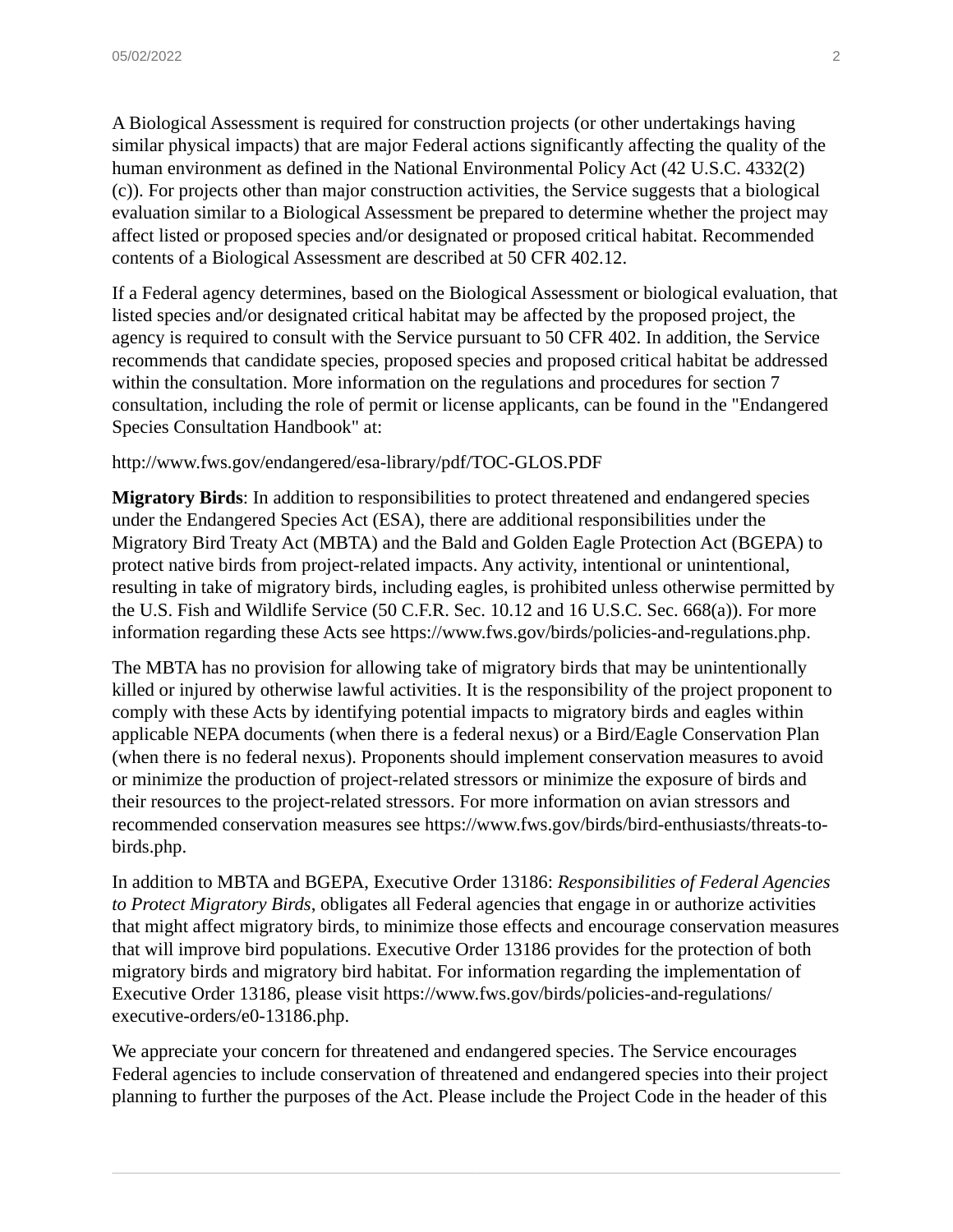A Biological Assessment is required for construction projects (or other undertakings having similar physical impacts) that are major Federal actions significantly affecting the quality of the human environment as defined in the National Environmental Policy Act (42 U.S.C. 4332(2)(c)). For projects other than major construction activities, the Service suggests that a biological evaluation similar to a Biological Assessment be prepared to determine whether the project may affect listed or proposed species and/or designated or proposed critical habitat. Recommended contents of a Biological Assessment are described at 50 CFR 402.12.

If a Federal agency determines, based on the Biological Assessment or biological evaluation, that listed species and/or designated critical habitat may be affected by the proposed project, the agency is required to consult with the Service pursuant to 50 CFR 402. In addition, the Service recommends that candidate species, proposed species and proposed critical habitat be addressed within the consultation. More information on the regulations and procedures for section 7 consultation, including the role of permit or license applicants, can be found in the "Endangered Species Consultation Handbook" at:

http://www.fws.gov/endangered/esa-library/pdf/TOC-GLOS.PDF

**Migratory Birds**: In addition to responsibilities to protect threatened and endangered species under the Endangered Species Act (ESA), there are additional responsibilities under the Migratory Bird Treaty Act (MBTA) and the Bald and Golden Eagle Protection Act (BGEPA) to protect native birds from project-related impacts. Any activity, intentional or unintentional, resulting in take of migratory birds, including eagles, is prohibited unless otherwise permitted by the U.S. Fish and Wildlife Service (50 C.F.R. Sec. 10.12 and 16 U.S.C. Sec. 668(a)). For more information regarding these Acts see https://www.fws.gov/birds/policies-and-regulations.php.

The MBTA has no provision for allowing take of migratory birds that may be unintentionally killed or injured by otherwise lawful activities. It is the responsibility of the project proponent to comply with these Acts by identifying potential impacts to migratory birds and eagles within applicable NEPA documents (when there is a federal nexus) or a Bird/Eagle Conservation Plan (when there is no federal nexus). Proponents should implement conservation measures to avoid or minimize the production of project-related stressors or minimize the exposure of birds and their resources to the project-related stressors. For more information on avian stressors and recommended conservation measures see https://www.fws.gov/birds/bird-enthusiasts/threats-to-birds.php.

In addition to MBTA and BGEPA, Executive Order 13186: *Responsibilities of Federal Agencies to Protect Migratory Birds*, obligates all Federal agencies that engage in or authorize activities that might affect migratory birds, to minimize those effects and encourage conservation measures that will improve bird populations. Executive Order 13186 provides for the protection of both migratory birds and migratory bird habitat. For information regarding the implementation of Executive Order 13186, please visit https://www.fws.gov/birds/policies-and-regulations/executive-orders/e0-13186.php.

We appreciate your concern for threatened and endangered species. The Service encourages Federal agencies to include conservation of threatened and endangered species into their project planning to further the purposes of the Act. Please include the Project Code in the header of this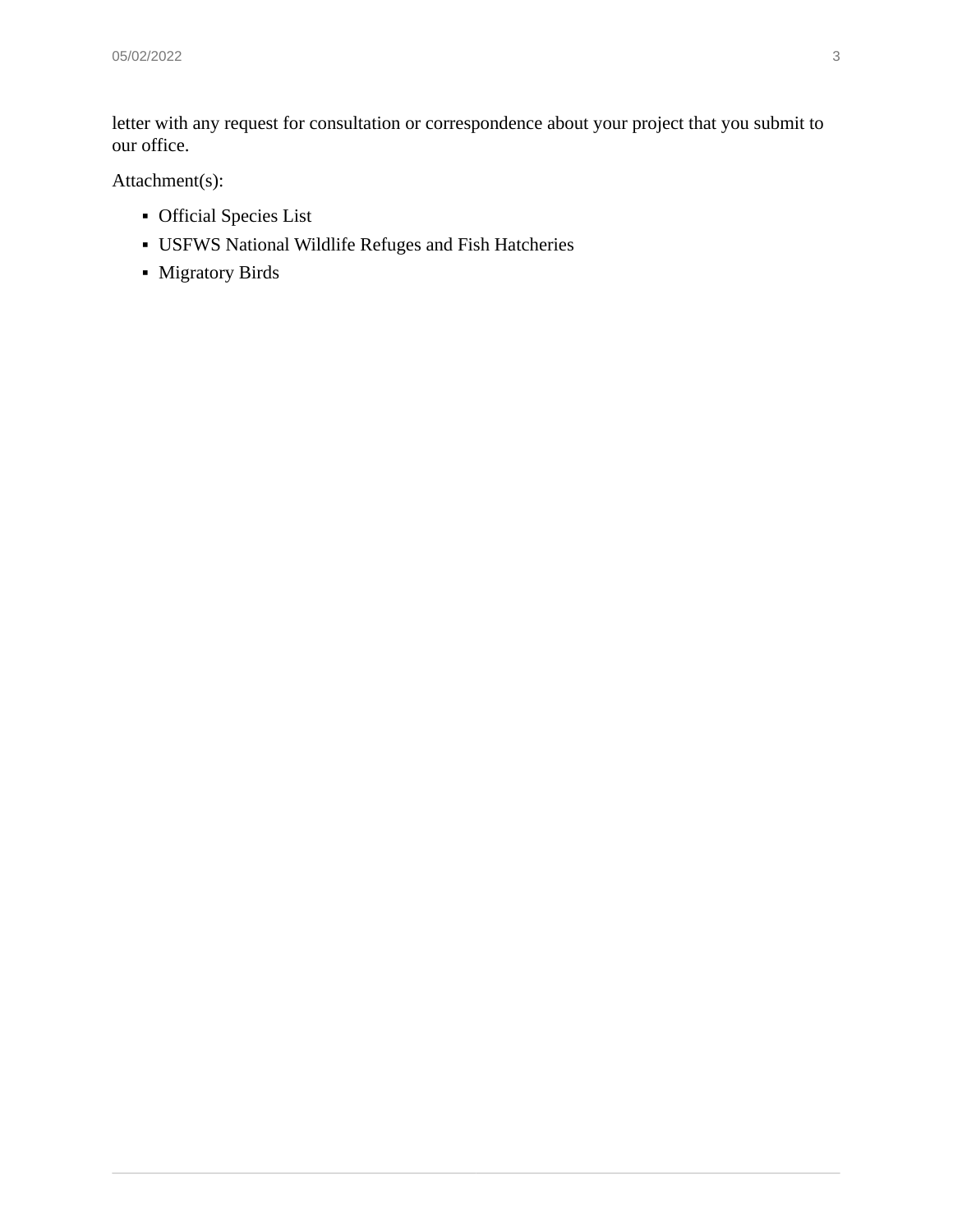letter with any request for consultation or correspondence about your project that you submit to our office.

Attachment(s):

- Official Species List
- USFWS National Wildlife Refuges and Fish Hatcheries
- Migratory Birds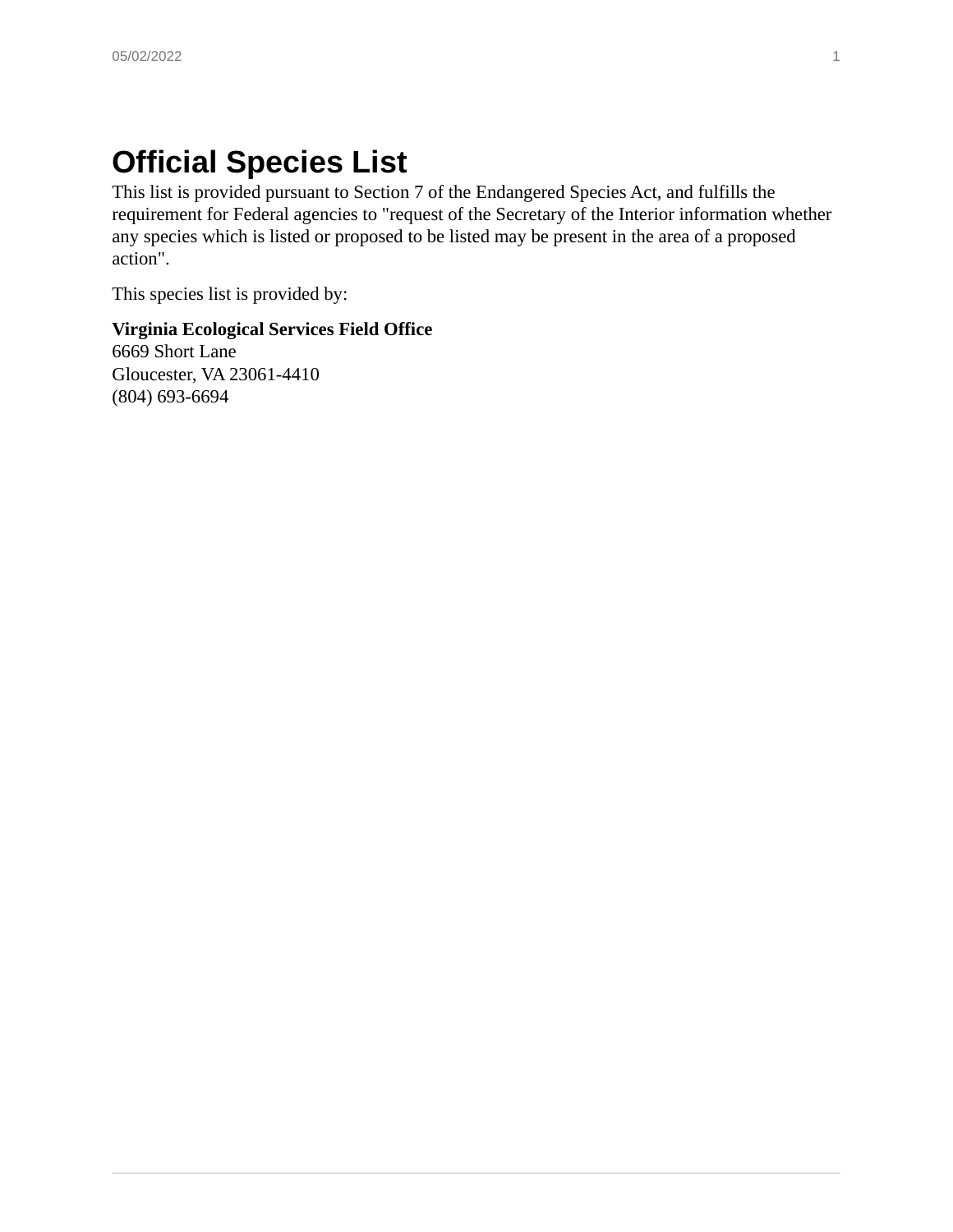# Official Species List

This list is provided pursuant to Section 7 of the Endangered Species Act, and fulfills the requirement for Federal agencies to "request of the Secretary of the Interior information whether any species which is listed or proposed to be listed may be present in the area of a proposed action".

This species list is provided by:

**Virginia Ecological Services Field Office**
6669 Short Lane
Gloucester, VA 23061-4410
(804) 693-6694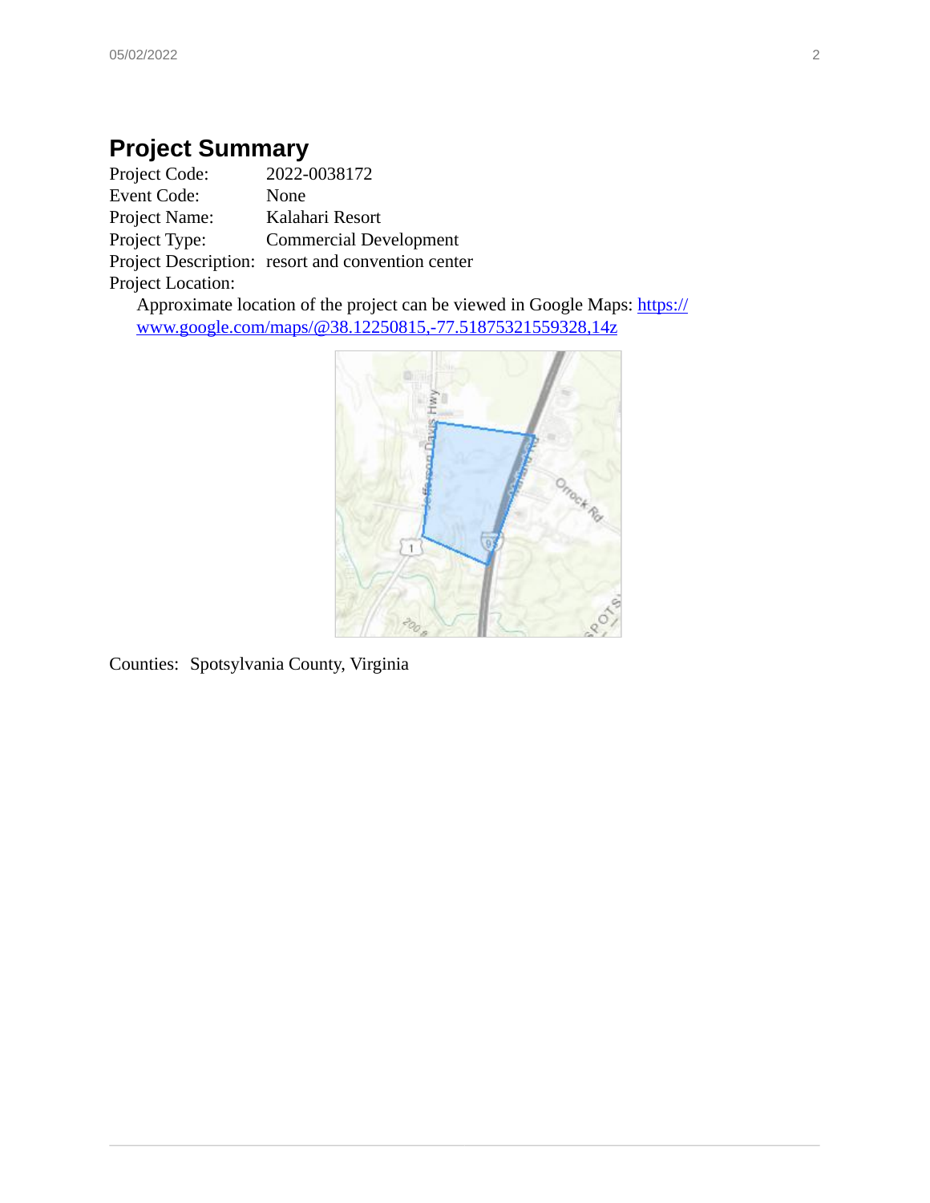# Project Summary

Project Code: 2022-0038172
Event Code: None
Project Name: Kalahari Resort
Project Type: Commercial Development
Project Description: resort and convention center
Project Location:

Approximate location of the project can be viewed in Google Maps: https://www.google.com/maps/@38.12250815,-77.51875321559328,14z

Counties: Spotsylvania County, Virginia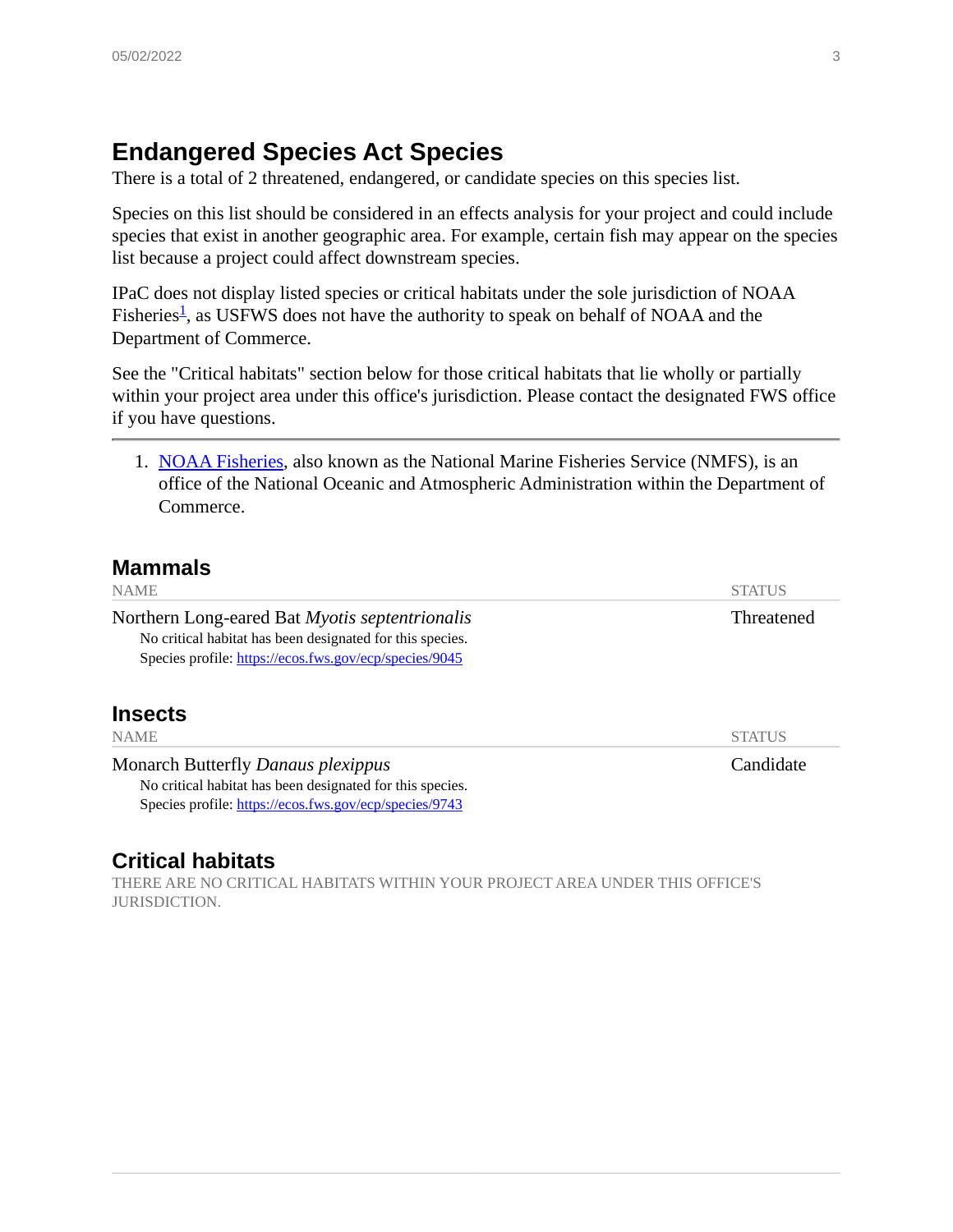# Endangered Species Act Species

There is a total of 2 threatened, endangered, or candidate species on this species list.

Species on this list should be considered in an effects analysis for your project and could include species that exist in another geographic area. For example, certain fish may appear on the species list because a project could affect downstream species.

IPaC does not display listed species or critical habitats under the sole jurisdiction of NOAA Fisheries[1], as USFWS does not have the authority to speak on behalf of NOAA and the Department of Commerce.

See the "Critical habitats" section below for those critical habitats that lie wholly or partially within your project area under this office's jurisdiction. Please contact the designated FWS office if you have questions.

---

1. [NOAA Fisheries](), also known as the National Marine Fisheries Service (NMFS), is an office of the National Oceanic and Atmospheric Administration within the Department of Commerce.

## Mammals

| NAME | STATUS |
|---|---|
| Northern Long-eared Bat *Myotis septentrionalis*<br>No critical habitat has been designated for this species.<br>Species profile: https://ecos.fws.gov/ecp/species/9045 | Threatened |

## Insects

| NAME | STATUS |
|---|---|
| Monarch Butterfly *Danaus plexippus*<br>No critical habitat has been designated for this species.<br>Species profile: https://ecos.fws.gov/ecp/species/9743 | Candidate |

## Critical habitats

THERE ARE NO CRITICAL HABITATS WITHIN YOUR PROJECT AREA UNDER THIS OFFICE'S JURISDICTION.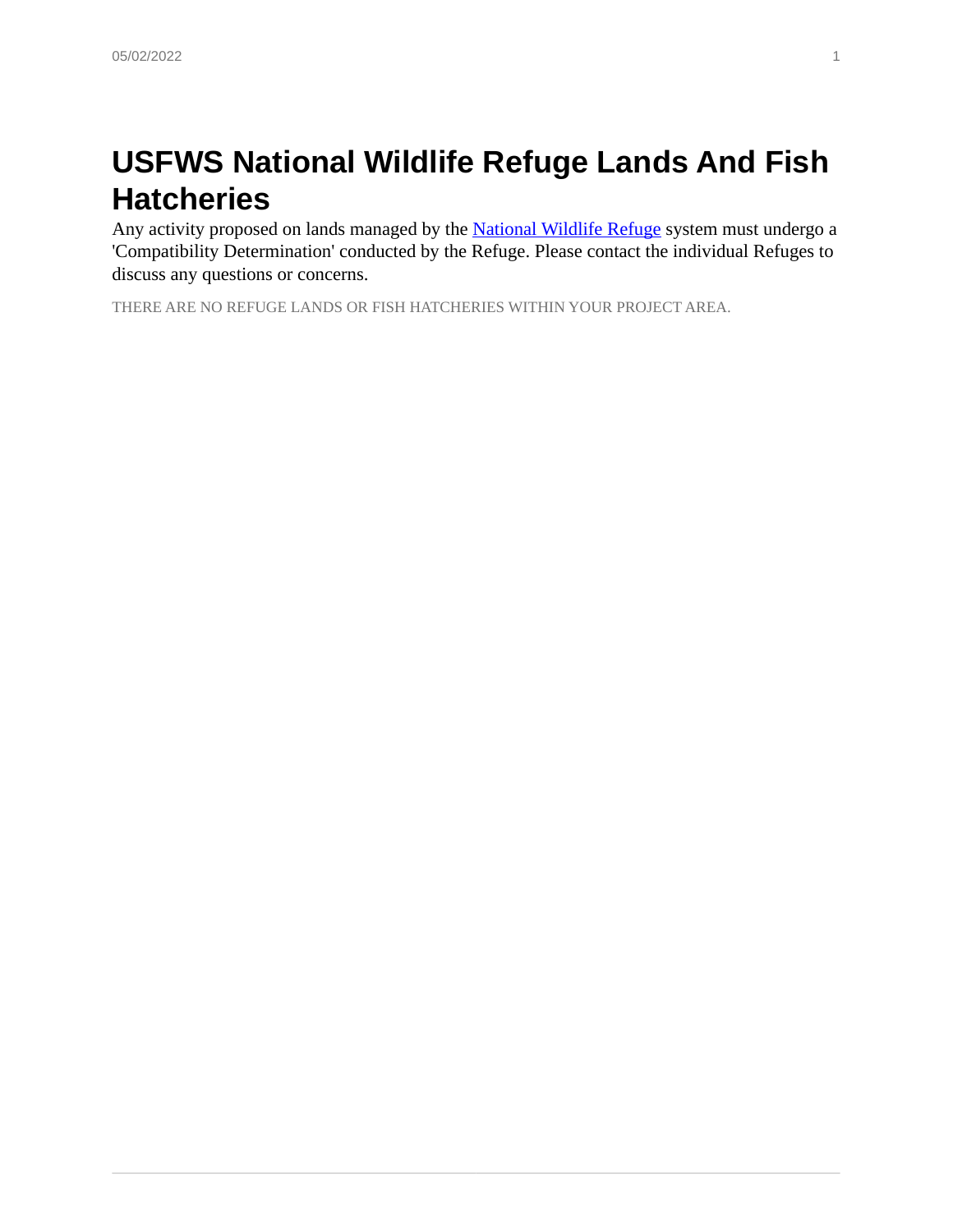# USFWS National Wildlife Refuge Lands And Fish Hatcheries

Any activity proposed on lands managed by the National Wildlife Refuge system must undergo a 'Compatibility Determination' conducted by the Refuge. Please contact the individual Refuges to discuss any questions or concerns.

THERE ARE NO REFUGE LANDS OR FISH HATCHERIES WITHIN YOUR PROJECT AREA.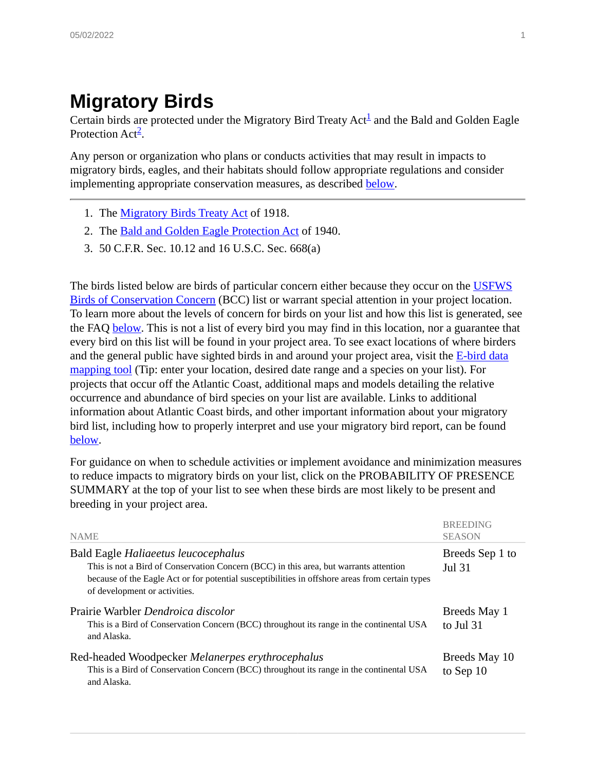# Migratory Birds

Certain birds are protected under the Migratory Bird Treaty Act[1] and the Bald and Golden Eagle Protection Act[2].

Any person or organization who plans or conducts activities that may result in impacts to migratory birds, eagles, and their habitats should follow appropriate regulations and consider implementing appropriate conservation measures, as described below.

---

1. The Migratory Birds Treaty Act of 1918.
2. The Bald and Golden Eagle Protection Act of 1940.
3. 50 C.F.R. Sec. 10.12 and 16 U.S.C. Sec. 668(a)

The birds listed below are birds of particular concern either because they occur on the USFWS Birds of Conservation Concern (BCC) list or warrant special attention in your project location. To learn more about the levels of concern for birds on your list and how this list is generated, see the FAQ below. This is not a list of every bird you may find in this location, nor a guarantee that every bird on this list will be found in your project area. To see exact locations of where birders and the general public have sighted birds in and around your project area, visit the E-bird data mapping tool (Tip: enter your location, desired date range and a species on your list). For projects that occur off the Atlantic Coast, additional maps and models detailing the relative occurrence and abundance of bird species on your list are available. Links to additional information about Atlantic Coast birds, and other important information about your migratory bird list, including how to properly interpret and use your migratory bird report, can be found below.

For guidance on when to schedule activities or implement avoidance and minimization measures to reduce impacts to migratory birds on your list, click on the PROBABILITY OF PRESENCE SUMMARY at the top of your list to see when these birds are most likely to be present and breeding in your project area.

| NAME | BREEDING SEASON |
| --- | --- |
| Bald Eagle *Haliaeetus leucocephalus*<br>This is not a Bird of Conservation Concern (BCC) in this area, but warrants attention because of the Eagle Act or for potential susceptibilities in offshore areas from certain types of development or activities. | Breeds Sep 1 to Jul 31 |
| Prairie Warbler *Dendroica discolor*<br>This is a Bird of Conservation Concern (BCC) throughout its range in the continental USA and Alaska. | Breeds May 1 to Jul 31 |
| Red-headed Woodpecker *Melanerpes erythrocephalus*<br>This is a Bird of Conservation Concern (BCC) throughout its range in the continental USA and Alaska. | Breeds May 10 to Sep 10 |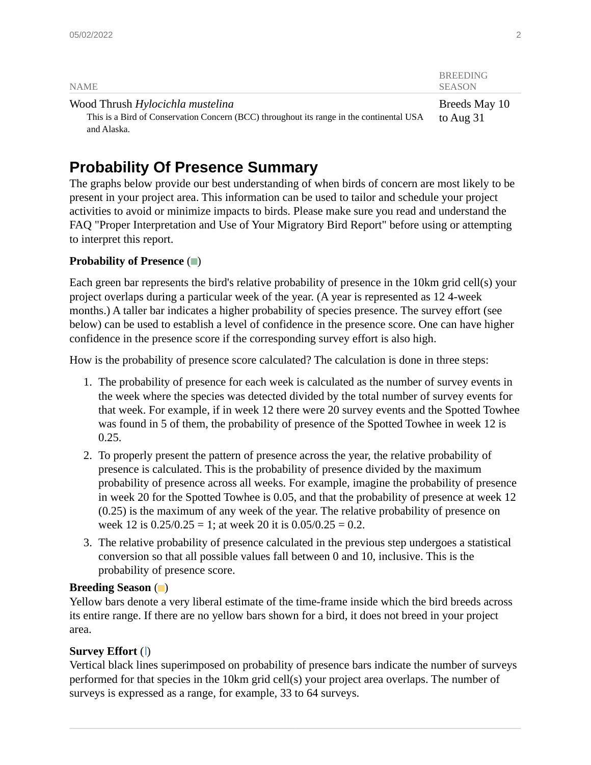| NAME | BREEDING SEASON |
|---|---|
| Wood Thrush *Hylocichla mustelina*<br>This is a Bird of Conservation Concern (BCC) throughout its range in the continental USA and Alaska. | Breeds May 10 to Aug 31 |

## Probability Of Presence Summary

The graphs below provide our best understanding of when birds of concern are most likely to be present in your project area. This information can be used to tailor and schedule your project activities to avoid or minimize impacts to birds. Please make sure you read and understand the FAQ "Proper Interpretation and Use of Your Migratory Bird Report" before using or attempting to interpret this report.

**Probability of Presence (■)**

Each green bar represents the bird's relative probability of presence in the 10km grid cell(s) your project overlaps during a particular week of the year. (A year is represented as 12 4-week months.) A taller bar indicates a higher probability of species presence. The survey effort (see below) can be used to establish a level of confidence in the presence score. One can have higher confidence in the presence score if the corresponding survey effort is also high.

How is the probability of presence score calculated? The calculation is done in three steps:

1. The probability of presence for each week is calculated as the number of survey events in the week where the species was detected divided by the total number of survey events for that week. For example, if in week 12 there were 20 survey events and the Spotted Towhee was found in 5 of them, the probability of presence of the Spotted Towhee in week 12 is 0.25.
2. To properly present the pattern of presence across the year, the relative probability of presence is calculated. This is the probability of presence divided by the maximum probability of presence across all weeks. For example, imagine the probability of presence in week 20 for the Spotted Towhee is 0.05, and that the probability of presence at week 12 (0.25) is the maximum of any week of the year. The relative probability of presence on week 12 is 0.25/0.25 = 1; at week 20 it is 0.05/0.25 = 0.2.
3. The relative probability of presence calculated in the previous step undergoes a statistical conversion so that all possible values fall between 0 and 10, inclusive. This is the probability of presence score.

**Breeding Season (■)**
Yellow bars denote a very liberal estimate of the time-frame inside which the bird breeds across its entire range. If there are no yellow bars shown for a bird, it does not breed in your project area.

**Survey Effort (|)**
Vertical black lines superimposed on probability of presence bars indicate the number of surveys performed for that species in the 10km grid cell(s) your project area overlaps. The number of surveys is expressed as a range, for example, 33 to 64 surveys.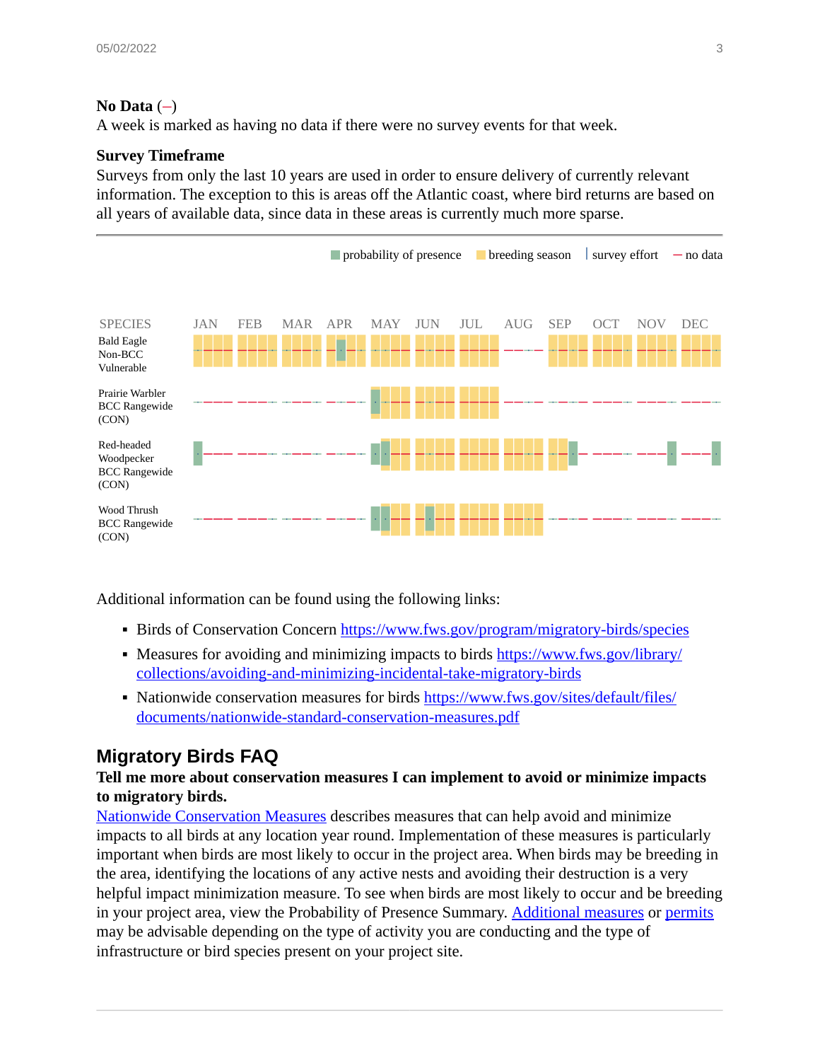**No Data** (–)
A week is marked as having no data if there were no survey events for that week.

**Survey Timeframe**
Surveys from only the last 10 years are used in order to ensure delivery of currently relevant information. The exception to this is areas off the Atlantic coast, where bird returns are based on all years of available data, since data in these areas is currently much more sparse.

■ probability of presence ■ breeding season | survey effort — no data

| SPECIES | JAN | FEB | MAR | APR | MAY | JUN | JUL | AUG | SEP | OCT | NOV | DEC |
|---|---|---|---|---|---|---|---|---|---|---|---|---|
| Bald Eagle Non-BCC Vulnerable | | | | | | | | | | | | |
| Prairie Warbler BCC Rangewide (CON) | | | | | | | | | | | | |
| Red-headed Woodpecker BCC Rangewide (CON) | | | | | | | | | | | | |
| Wood Thrush BCC Rangewide (CON) | | | | | | | | | | | | |

Additional information can be found using the following links:

- Birds of Conservation Concern https://www.fws.gov/program/migratory-birds/species
- Measures for avoiding and minimizing impacts to birds https://www.fws.gov/library/collections/avoiding-and-minimizing-incidental-take-migratory-birds
- Nationwide conservation measures for birds https://www.fws.gov/sites/default/files/documents/nationwide-standard-conservation-measures.pdf

## Migratory Birds FAQ

**Tell me more about conservation measures I can implement to avoid or minimize impacts to migratory birds.**

Nationwide Conservation Measures describes measures that can help avoid and minimize impacts to all birds at any location year round. Implementation of these measures is particularly important when birds are most likely to occur in the project area. When birds may be breeding in the area, identifying the locations of any active nests and avoiding their destruction is a very helpful impact minimization measure. To see when birds are most likely to occur and be breeding in your project area, view the Probability of Presence Summary. Additional measures or permits may be advisable depending on the type of activity you are conducting and the type of infrastructure or bird species present on your project site.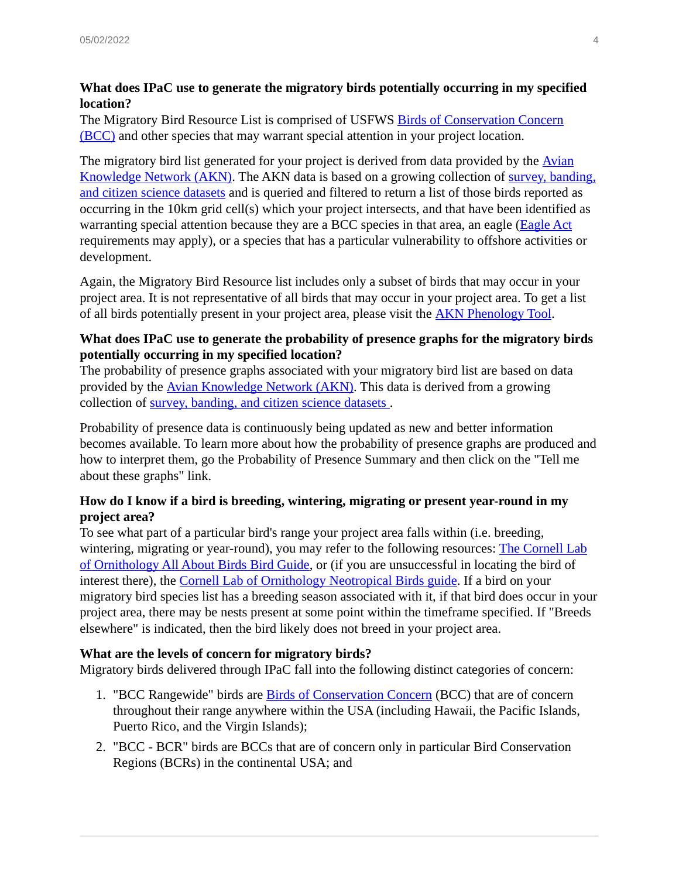**What does IPaC use to generate the migratory birds potentially occurring in my specified location?**

The Migratory Bird Resource List is comprised of USFWS Birds of Conservation Concern (BCC) and other species that may warrant special attention in your project location.

The migratory bird list generated for your project is derived from data provided by the Avian Knowledge Network (AKN). The AKN data is based on a growing collection of survey, banding, and citizen science datasets and is queried and filtered to return a list of those birds reported as occurring in the 10km grid cell(s) which your project intersects, and that have been identified as warranting special attention because they are a BCC species in that area, an eagle (Eagle Act requirements may apply), or a species that has a particular vulnerability to offshore activities or development.

Again, the Migratory Bird Resource list includes only a subset of birds that may occur in your project area. It is not representative of all birds that may occur in your project area. To get a list of all birds potentially present in your project area, please visit the AKN Phenology Tool.

**What does IPaC use to generate the probability of presence graphs for the migratory birds potentially occurring in my specified location?**

The probability of presence graphs associated with your migratory bird list are based on data provided by the Avian Knowledge Network (AKN). This data is derived from a growing collection of survey, banding, and citizen science datasets .

Probability of presence data is continuously being updated as new and better information becomes available. To learn more about how the probability of presence graphs are produced and how to interpret them, go the Probability of Presence Summary and then click on the "Tell me about these graphs" link.

**How do I know if a bird is breeding, wintering, migrating or present year-round in my project area?**

To see what part of a particular bird's range your project area falls within (i.e. breeding, wintering, migrating or year-round), you may refer to the following resources: The Cornell Lab of Ornithology All About Birds Bird Guide, or (if you are unsuccessful in locating the bird of interest there), the Cornell Lab of Ornithology Neotropical Birds guide. If a bird on your migratory bird species list has a breeding season associated with it, if that bird does occur in your project area, there may be nests present at some point within the timeframe specified. If "Breeds elsewhere" is indicated, then the bird likely does not breed in your project area.

**What are the levels of concern for migratory birds?**

Migratory birds delivered through IPaC fall into the following distinct categories of concern:

1. "BCC Rangewide" birds are Birds of Conservation Concern (BCC) that are of concern throughout their range anywhere within the USA (including Hawaii, the Pacific Islands, Puerto Rico, and the Virgin Islands);
2. "BCC - BCR" birds are BCCs that are of concern only in particular Bird Conservation Regions (BCRs) in the continental USA; and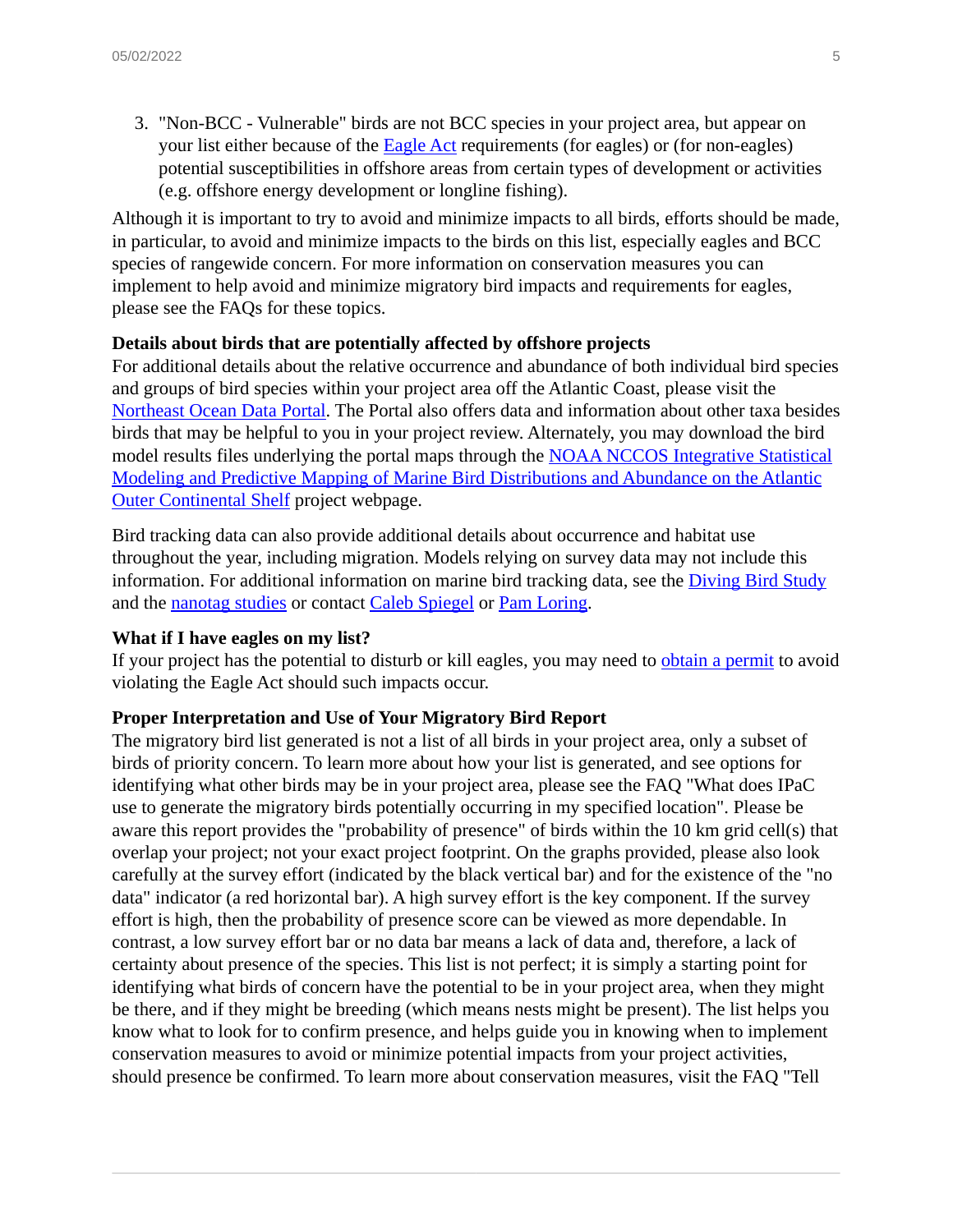3. "Non-BCC - Vulnerable" birds are not BCC species in your project area, but appear on your list either because of the Eagle Act requirements (for eagles) or (for non-eagles) potential susceptibilities in offshore areas from certain types of development or activities (e.g. offshore energy development or longline fishing).

Although it is important to try to avoid and minimize impacts to all birds, efforts should be made, in particular, to avoid and minimize impacts to the birds on this list, especially eagles and BCC species of rangewide concern. For more information on conservation measures you can implement to help avoid and minimize migratory bird impacts and requirements for eagles, please see the FAQs for these topics.

**Details about birds that are potentially affected by offshore projects**

For additional details about the relative occurrence and abundance of both individual bird species and groups of bird species within your project area off the Atlantic Coast, please visit the Northeast Ocean Data Portal. The Portal also offers data and information about other taxa besides birds that may be helpful to you in your project review. Alternately, you may download the bird model results files underlying the portal maps through the NOAA NCCOS Integrative Statistical Modeling and Predictive Mapping of Marine Bird Distributions and Abundance on the Atlantic Outer Continental Shelf project webpage.

Bird tracking data can also provide additional details about occurrence and habitat use throughout the year, including migration. Models relying on survey data may not include this information. For additional information on marine bird tracking data, see the Diving Bird Study and the nanotag studies or contact Caleb Spiegel or Pam Loring.

**What if I have eagles on my list?**

If your project has the potential to disturb or kill eagles, you may need to obtain a permit to avoid violating the Eagle Act should such impacts occur.

**Proper Interpretation and Use of Your Migratory Bird Report**

The migratory bird list generated is not a list of all birds in your project area, only a subset of birds of priority concern. To learn more about how your list is generated, and see options for identifying what other birds may be in your project area, please see the FAQ "What does IPaC use to generate the migratory birds potentially occurring in my specified location". Please be aware this report provides the "probability of presence" of birds within the 10 km grid cell(s) that overlap your project; not your exact project footprint. On the graphs provided, please also look carefully at the survey effort (indicated by the black vertical bar) and for the existence of the "no data" indicator (a red horizontal bar). A high survey effort is the key component. If the survey effort is high, then the probability of presence score can be viewed as more dependable. In contrast, a low survey effort bar or no data bar means a lack of data and, therefore, a lack of certainty about presence of the species. This list is not perfect; it is simply a starting point for identifying what birds of concern have the potential to be in your project area, when they might be there, and if they might be breeding (which means nests might be present). The list helps you know what to look for to confirm presence, and helps guide you in knowing when to implement conservation measures to avoid or minimize potential impacts from your project activities, should presence be confirmed. To learn more about conservation measures, visit the FAQ "Tell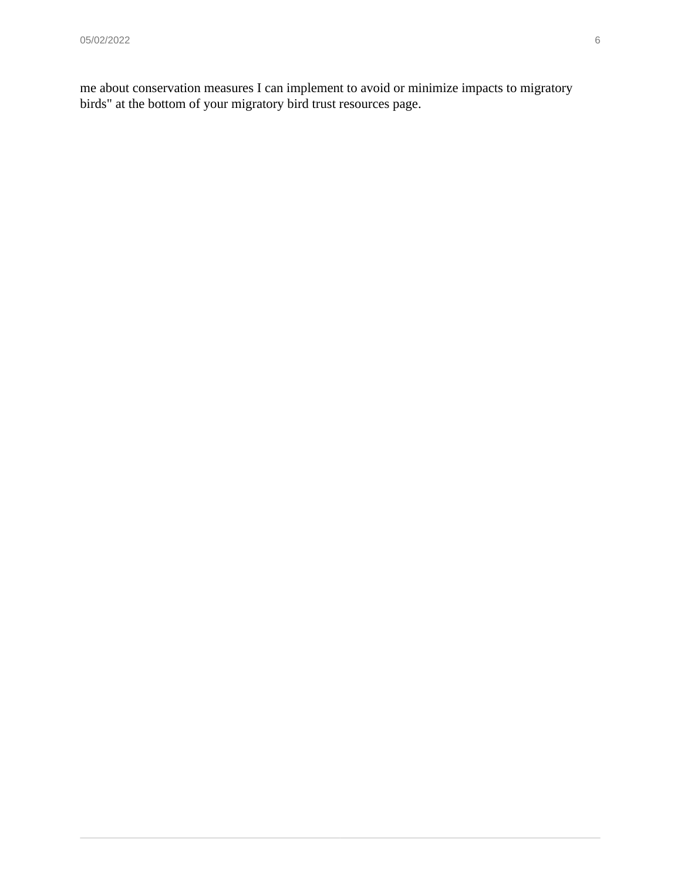me about conservation measures I can implement to avoid or minimize impacts to migratory birds" at the bottom of your migratory bird trust resources page.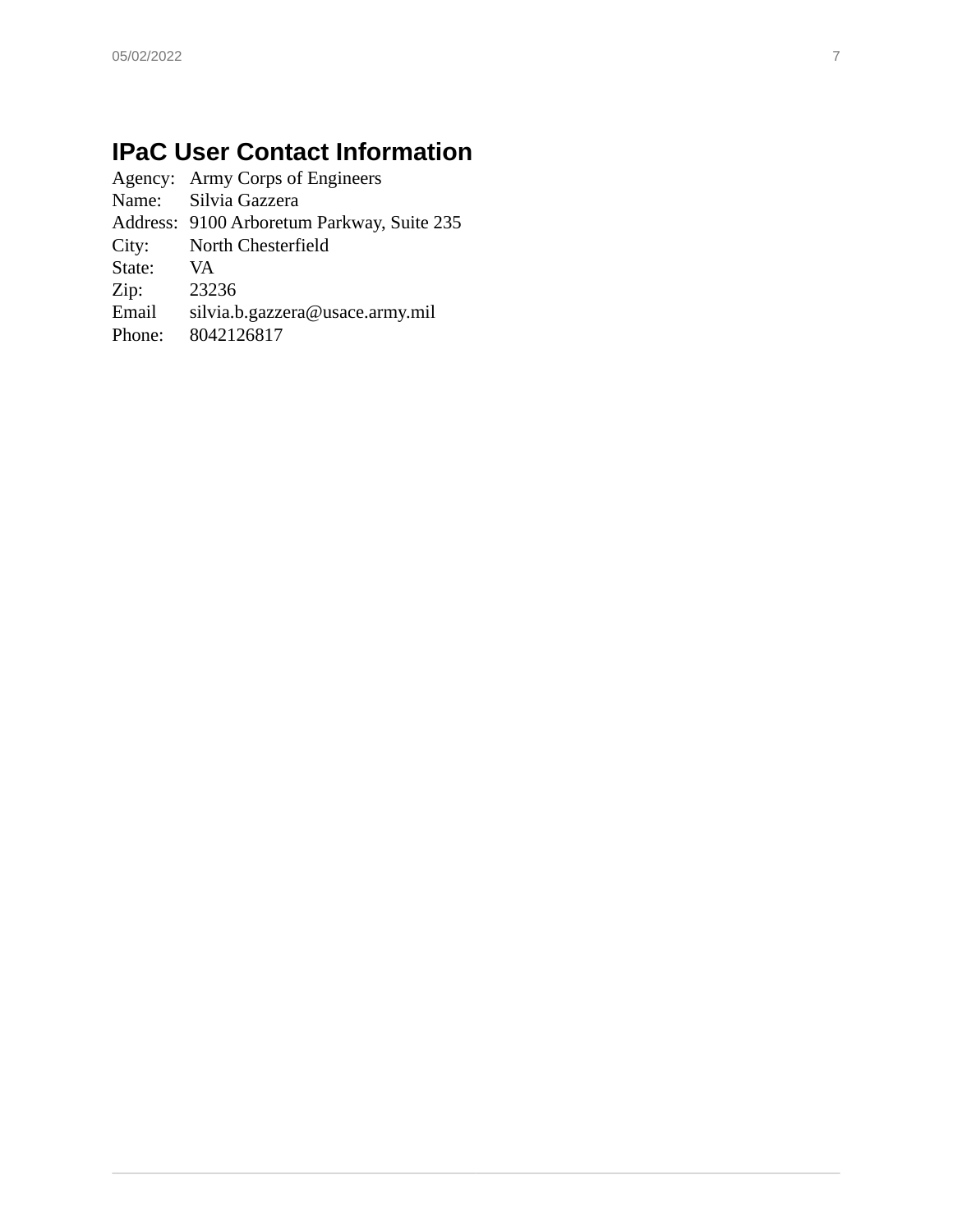## IPaC User Contact Information

| | |
|---|---|
| Agency: | Army Corps of Engineers |
| Name: | Silvia Gazzera |
| Address: | 9100 Arboretum Parkway, Suite 235 |
| City: | North Chesterfield |
| State: | VA |
| Zip: | 23236 |
| Email | silvia.b.gazzera@usace.army.mil |
| Phone: | 8042126817 |